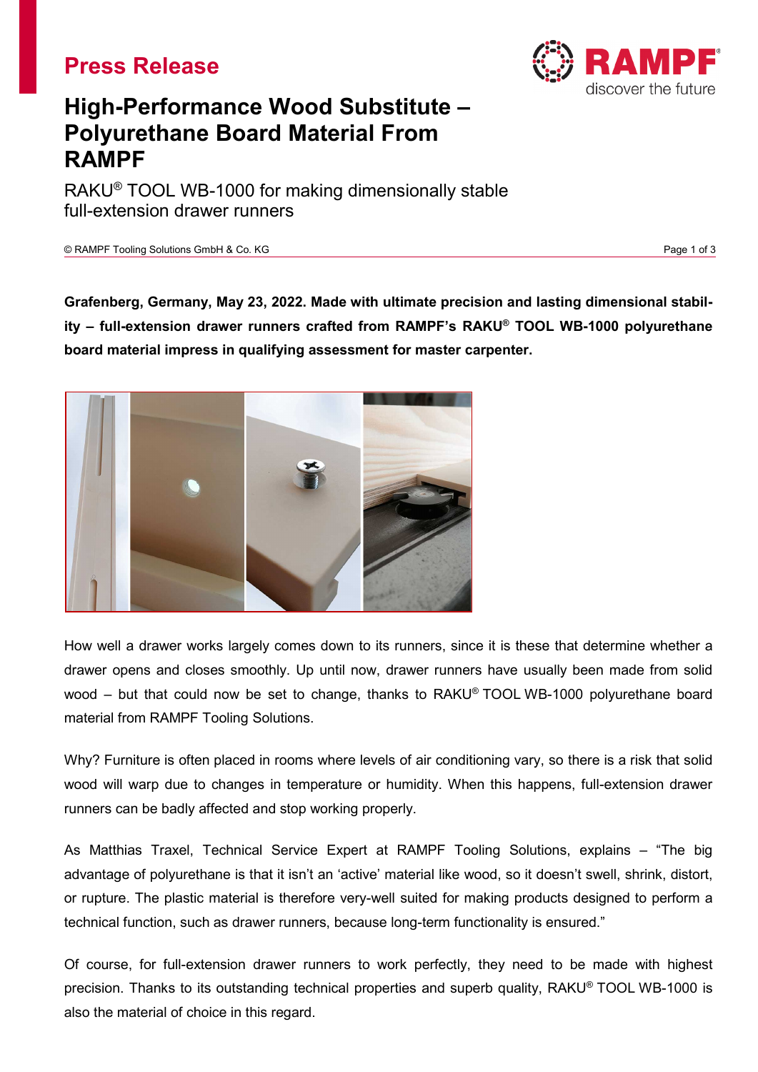# Press Release

## High-Performance Wood Substitute – Polyurethane Board Material From RAMPF

RAKU® TOOL WB-1000 for making dimensionally stable full-extension drawer runners

© RAMPF Tooling Solutions GmbH & Co. KG

**Grafenberg, Germany, May 23, 2022. Made with ultimate precision and lasting dimensional stability – full-extension drawer runners crafted from RAMPF's RAKU® TOOL WB-1000 polyurethane board material impress in qualifying assessment for master carpenter.**

How well a drawer works largely comes down to its runners, since it is these that determine whether a drawer opens and closes smoothly. Up until now, drawer runners have usually been made from solid wood – but that could now be set to change, thanks to RAKU® TOOL WB-1000 polyurethane board material from RAMPF Tooling Solutions.

Why? Furniture is often placed in rooms where levels of air conditioning vary, so there is a risk that solid wood will warp due to changes in temperature or humidity. When this happens, full-extension drawer runners can be badly affected and stop working properly.

As Matthias Traxel, Technical Service Expert at RAMPF Tooling Solutions, explains – "The big advantage of polyurethane is that it isn't an 'active' material like wood, so it doesn't swell, shrink, distort, or rupture. The plastic material is therefore very-well suited for making products designed to perform a technical function, such as drawer runners, because long-term functionality is ensured."

Of course, for full-extension drawer runners to work perfectly, they need to be made with highest precision. Thanks to its outstanding technical properties and superb quality, RAKU® TOOL WB-1000 is also the material of choice in this regard.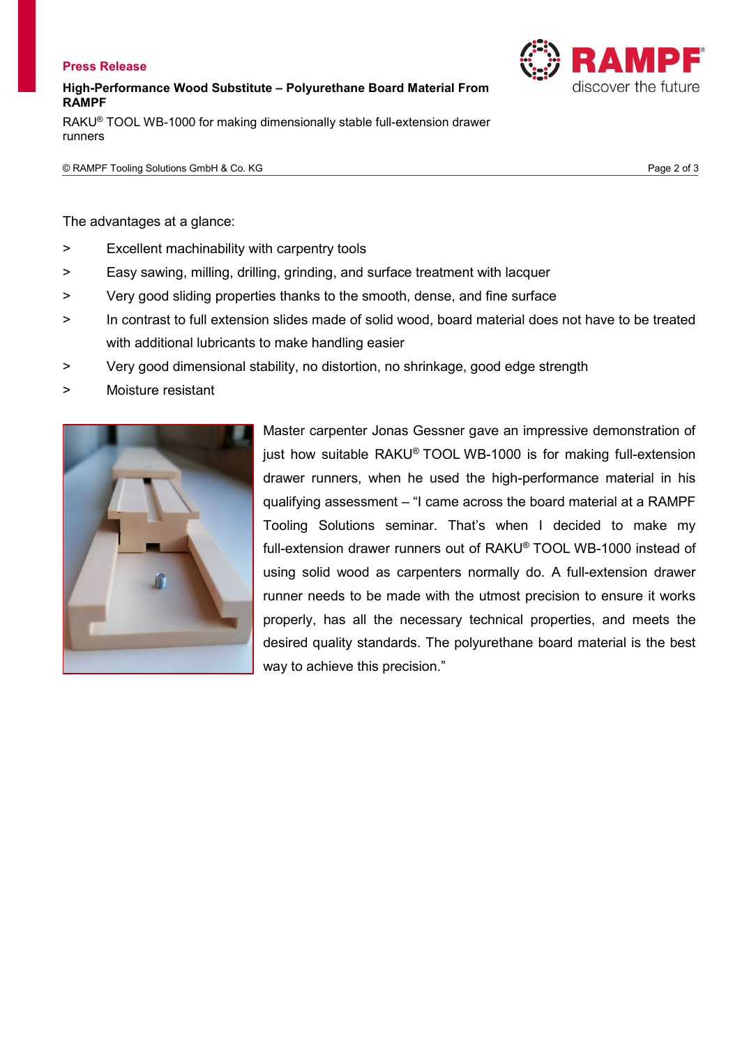The advantages at a glance:

> Excellent machinability with carpentry tools

> Easy sawing, milling, drilling, grinding, and surface treatment with lacquer

> Very good sliding properties thanks to the smooth, dense, and fine surface

> In contrast to full extension slides made of solid wood, board material does not have to be treated with additional lubricants to make handling easier

> Very good dimensional stability, no distortion, no shrinkage, good edge strength

> Moisture resistant

Master carpenter Jonas Gessner gave an impressive demonstration of just how suitable RAKU® TOOL WB-1000 is for making full-extension drawer runners, when he used the high-performance material in his qualifying assessment – "I came across the board material at a RAMPF Tooling Solutions seminar. That's when I decided to make my full-extension drawer runners out of RAKU® TOOL WB-1000 instead of using solid wood as carpenters normally do. A full-extension drawer runner needs to be made with the utmost precision to ensure it works properly, has all the necessary technical properties, and meets the desired quality standards. The polyurethane board material is the best way to achieve this precision."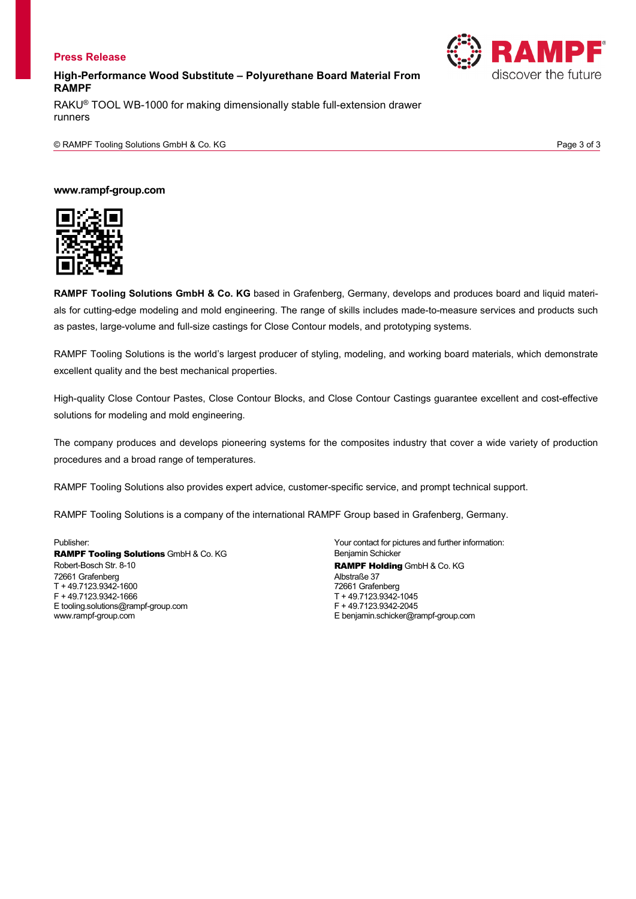**www.rampf-group.com**

**RAMPF Tooling Solutions GmbH & Co. KG** based in Grafenberg, Germany, develops and produces board and liquid materials for cutting-edge modeling and mold engineering. The range of skills includes made-to-measure services and products such as pastes, large-volume and full-size castings for Close Contour models, and prototyping systems.

RAMPF Tooling Solutions is the world's largest producer of styling, modeling, and working board materials, which demonstrate excellent quality and the best mechanical properties.

High-quality Close Contour Pastes, Close Contour Blocks, and Close Contour Castings guarantee excellent and cost-effective solutions for modeling and mold engineering.

The company produces and develops pioneering systems for the composites industry that cover a wide variety of production procedures and a broad range of temperatures.

RAMPF Tooling Solutions also provides expert advice, customer-specific service, and prompt technical support.

RAMPF Tooling Solutions is a company of the international RAMPF Group based in Grafenberg, Germany.

Publisher:
**RAMPF Tooling Solutions** GmbH & Co. KG
Robert-Bosch Str. 8-10
72661 Grafenberg
T + 49.7123.9342-1600
F + 49.7123.9342-1666
E tooling.solutions@rampf-group.com
www.rampf-group.com

Your contact for pictures and further information:
Benjamin Schicker
**RAMPF Holding** GmbH & Co. KG
Albstraße 37
72661 Grafenberg
T + 49.7123.9342-1045
F + 49.7123.9342-2045
E benjamin.schicker@rampf-group.com